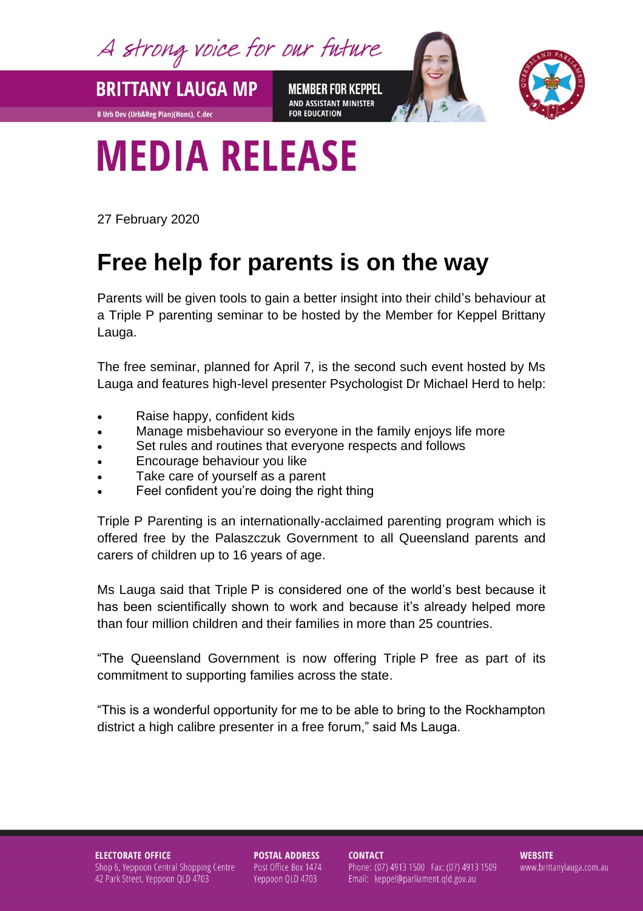A strong voice for our future

**BRITTANY LAUGA MP**

B Urb Dev (Urb&Reg Plan)(Hons), C.dec

**MEMBER FOR KEPPEL**
AND ASSISTANT MINISTER FOR EDUCATION

# MEDIA RELEASE

27 February 2020

## Free help for parents is on the way

Parents will be given tools to gain a better insight into their child's behaviour at a Triple P parenting seminar to be hosted by the Member for Keppel Brittany Lauga.

The free seminar, planned for April 7, is the second such event hosted by Ms Lauga and features high-level presenter Psychologist Dr Michael Herd to help:

- Raise happy, confident kids
- Manage misbehaviour so everyone in the family enjoys life more
- Set rules and routines that everyone respects and follows
- Encourage behaviour you like
- Take care of yourself as a parent
- Feel confident you're doing the right thing

Triple P Parenting is an internationally-acclaimed parenting program which is offered free by the Palaszczuk Government to all Queensland parents and carers of children up to 16 years of age.

Ms Lauga said that Triple P is considered one of the world's best because it has been scientifically shown to work and because it's already helped more than four million children and their families in more than 25 countries.

"The Queensland Government is now offering Triple P free as part of its commitment to supporting families across the state.

"This is a wonderful opportunity for me to be able to bring to the Rockhampton district a high calibre presenter in a free forum," said Ms Lauga.

**ELECTORATE OFFICE**
Shop 6, Yeppoon Central Shopping Centre
42 Park Street, Yeppoon QLD 4703

**POSTAL ADDRESS**
Post Office Box 1474
Yeppoon QLD 4703

**CONTACT**
Phone: (07) 4913 1500 Fax: (07) 4913 1509
Email: keppel@parliament.qld.gov.au

**WEBSITE**
www.brittanylauga.com.au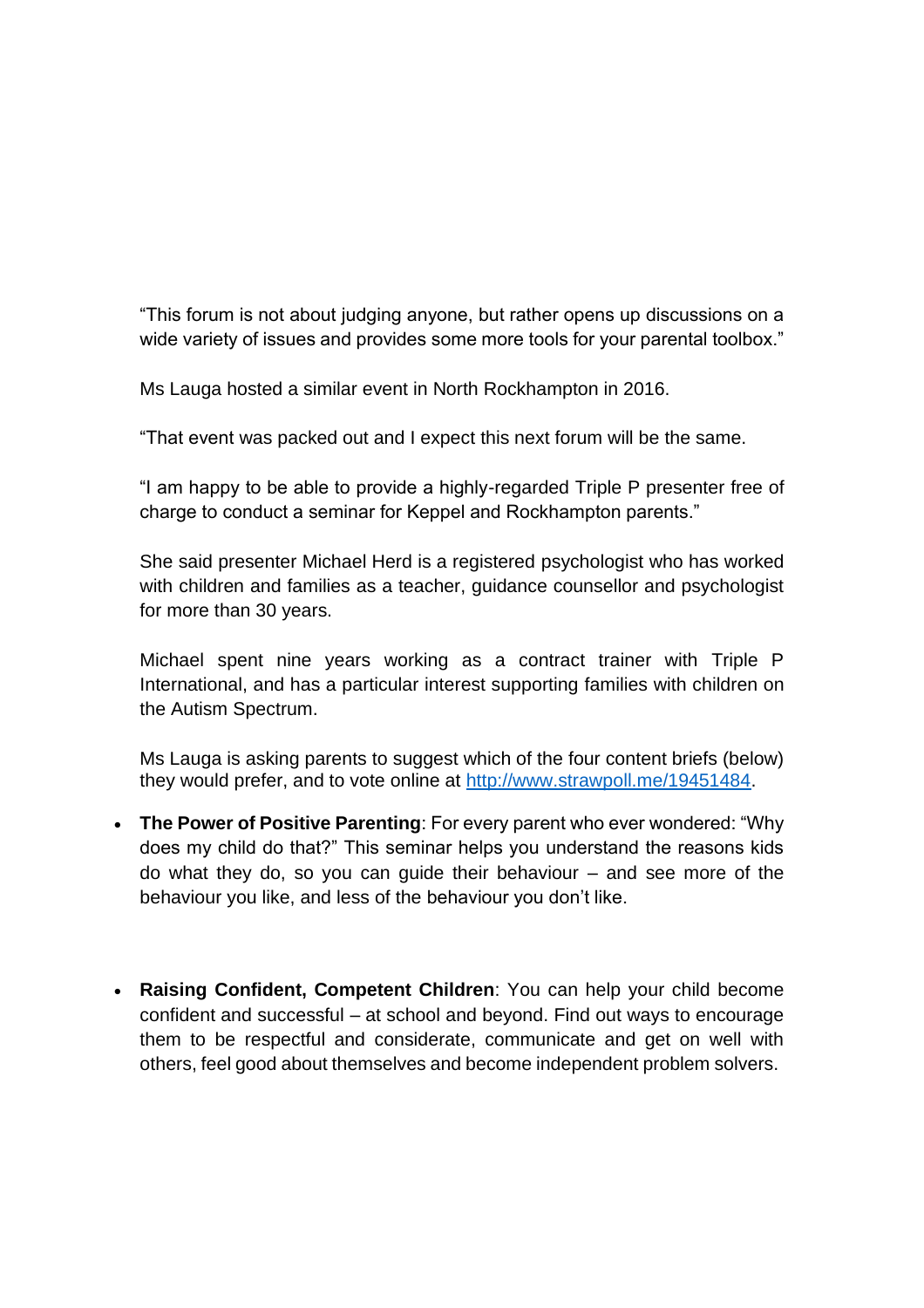"This forum is not about judging anyone, but rather opens up discussions on a wide variety of issues and provides some more tools for your parental toolbox."

Ms Lauga hosted a similar event in North Rockhampton in 2016.

"That event was packed out and I expect this next forum will be the same.

"I am happy to be able to provide a highly-regarded Triple P presenter free of charge to conduct a seminar for Keppel and Rockhampton parents."

She said presenter Michael Herd is a registered psychologist who has worked with children and families as a teacher, guidance counsellor and psychologist for more than 30 years.

Michael spent nine years working as a contract trainer with Triple P International, and has a particular interest supporting families with children on the Autism Spectrum.

Ms Lauga is asking parents to suggest which of the four content briefs (below) they would prefer, and to vote online at [http://www.strawpoll.me/19451484](http://www.strawpoll.me/19451484).

- **The Power of Positive Parenting**: For every parent who ever wondered: "Why does my child do that?" This seminar helps you understand the reasons kids do what they do, so you can guide their behaviour – and see more of the behaviour you like, and less of the behaviour you don't like.

- **Raising Confident, Competent Children**: You can help your child become confident and successful – at school and beyond. Find out ways to encourage them to be respectful and considerate, communicate and get on well with others, feel good about themselves and become independent problem solvers.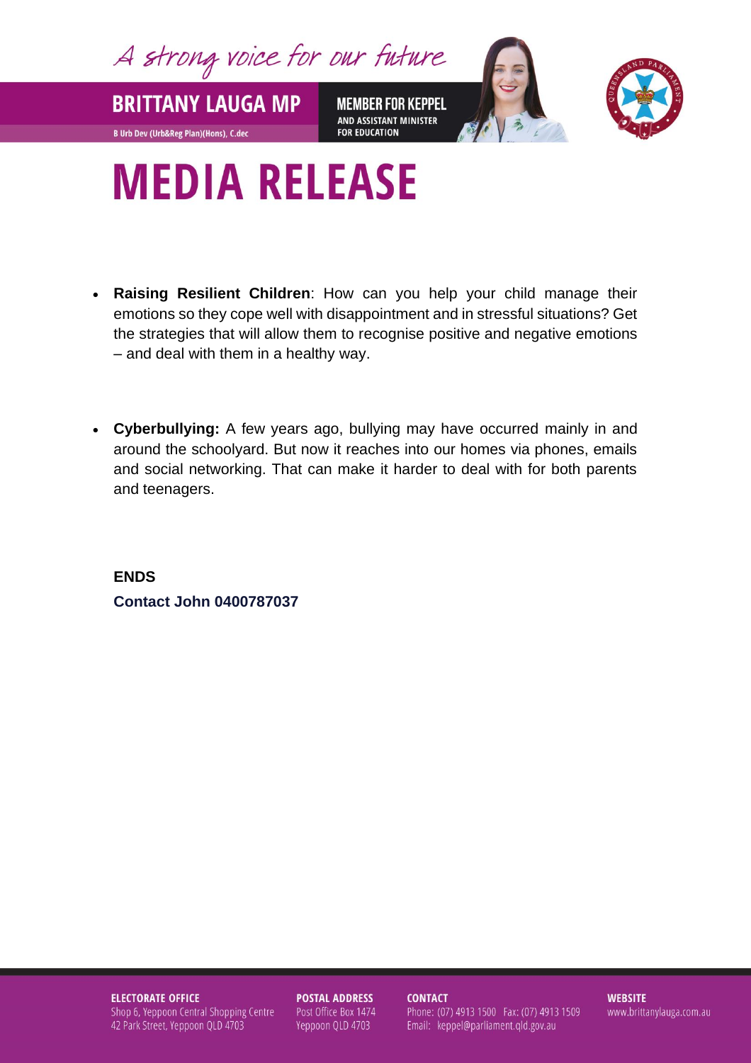- **Raising Resilient Children**: How can you help your child manage their emotions so they cope well with disappointment and in stressful situations? Get the strategies that will allow them to recognise positive and negative emotions – and deal with them in a healthy way.

- **Cyberbullying:** A few years ago, bullying may have occurred mainly in and around the schoolyard. But now it reaches into our homes via phones, emails and social networking. That can make it harder to deal with for both parents and teenagers.

**ENDS**

**Contact John 0400787037**